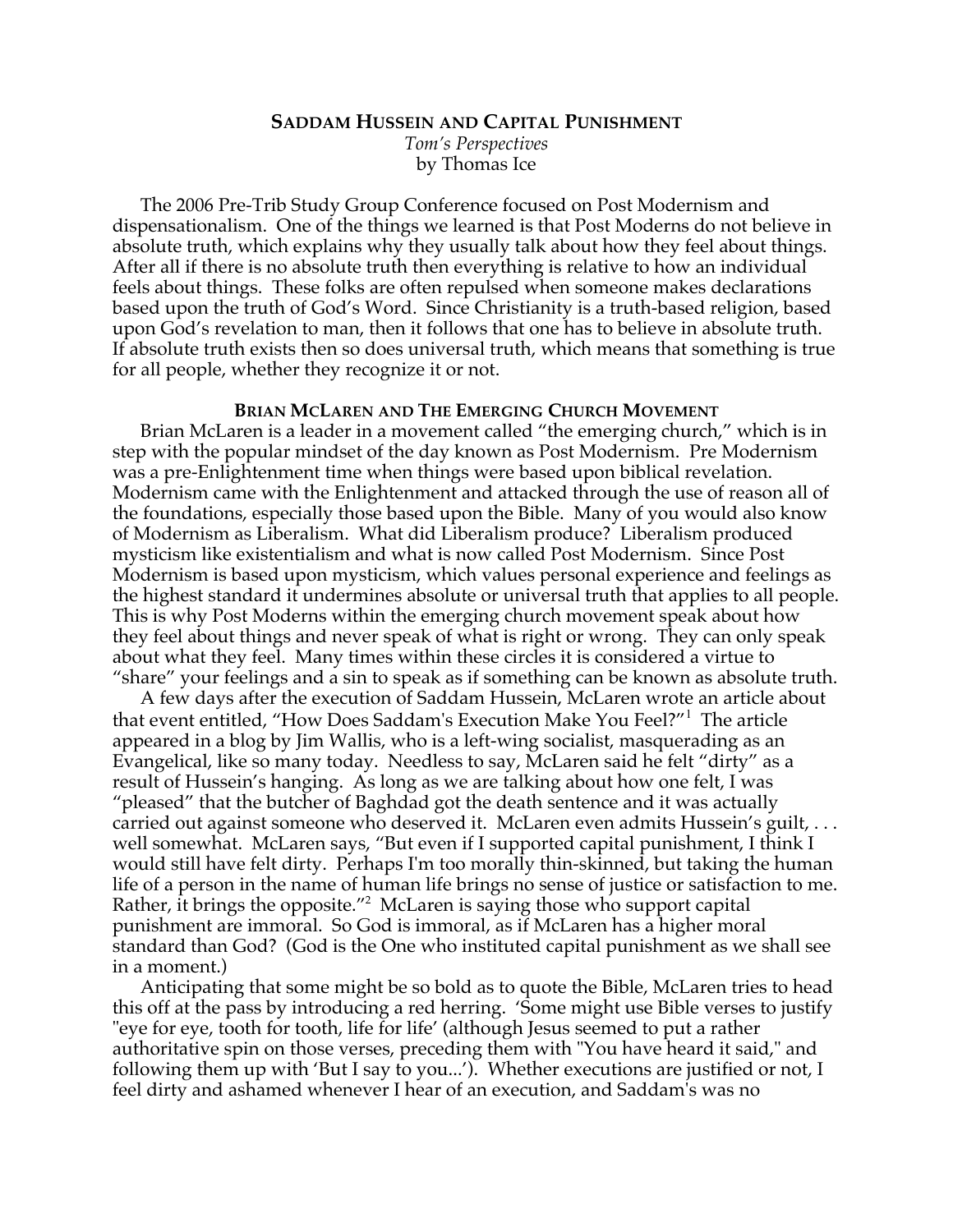# SADDAM HUSSEIN AND CAPITAL PUNISHMENT

*Tom's Perspectives*
by Thomas Ice

The 2006 Pre-Trib Study Group Conference focused on Post Modernism and dispensationalism. One of the things we learned is that Post Moderns do not believe in absolute truth, which explains why they usually talk about how they feel about things. After all if there is no absolute truth then everything is relative to how an individual feels about things. These folks are often repulsed when someone makes declarations based upon the truth of God's Word. Since Christianity is a truth-based religion, based upon God's revelation to man, then it follows that one has to believe in absolute truth. If absolute truth exists then so does universal truth, which means that something is true for all people, whether they recognize it or not.

## BRIAN MCLAREN AND THE EMERGING CHURCH MOVEMENT

Brian McLaren is a leader in a movement called "the emerging church," which is in step with the popular mindset of the day known as Post Modernism. Pre Modernism was a pre-Enlightenment time when things were based upon biblical revelation. Modernism came with the Enlightenment and attacked through the use of reason all of the foundations, especially those based upon the Bible. Many of you would also know of Modernism as Liberalism. What did Liberalism produce? Liberalism produced mysticism like existentialism and what is now called Post Modernism. Since Post Modernism is based upon mysticism, which values personal experience and feelings as the highest standard it undermines absolute or universal truth that applies to all people. This is why Post Moderns within the emerging church movement speak about how they feel about things and never speak of what is right or wrong. They can only speak about what they feel. Many times within these circles it is considered a virtue to "share" your feelings and a sin to speak as if something can be known as absolute truth.

A few days after the execution of Saddam Hussein, McLaren wrote an article about that event entitled, "How Does Saddam's Execution Make You Feel?"[1] The article appeared in a blog by Jim Wallis, who is a left-wing socialist, masquerading as an Evangelical, like so many today. Needless to say, McLaren said he felt "dirty" as a result of Hussein's hanging. As long as we are talking about how one felt, I was "pleased" that the butcher of Baghdad got the death sentence and it was actually carried out against someone who deserved it. McLaren even admits Hussein's guilt, . . . well somewhat. McLaren says, "But even if I supported capital punishment, I think I would still have felt dirty. Perhaps I'm too morally thin-skinned, but taking the human life of a person in the name of human life brings no sense of justice or satisfaction to me. Rather, it brings the opposite."[2] McLaren is saying those who support capital punishment are immoral. So God is immoral, as if McLaren has a higher moral standard than God? (God is the One who instituted capital punishment as we shall see in a moment.)

Anticipating that some might be so bold as to quote the Bible, McLaren tries to head this off at the pass by introducing a red herring. 'Some might use Bible verses to justify "eye for eye, tooth for tooth, life for life' (although Jesus seemed to put a rather authoritative spin on those verses, preceding them with "You have heard it said," and following them up with 'But I say to you...'). Whether executions are justified or not, I feel dirty and ashamed whenever I hear of an execution, and Saddam's was no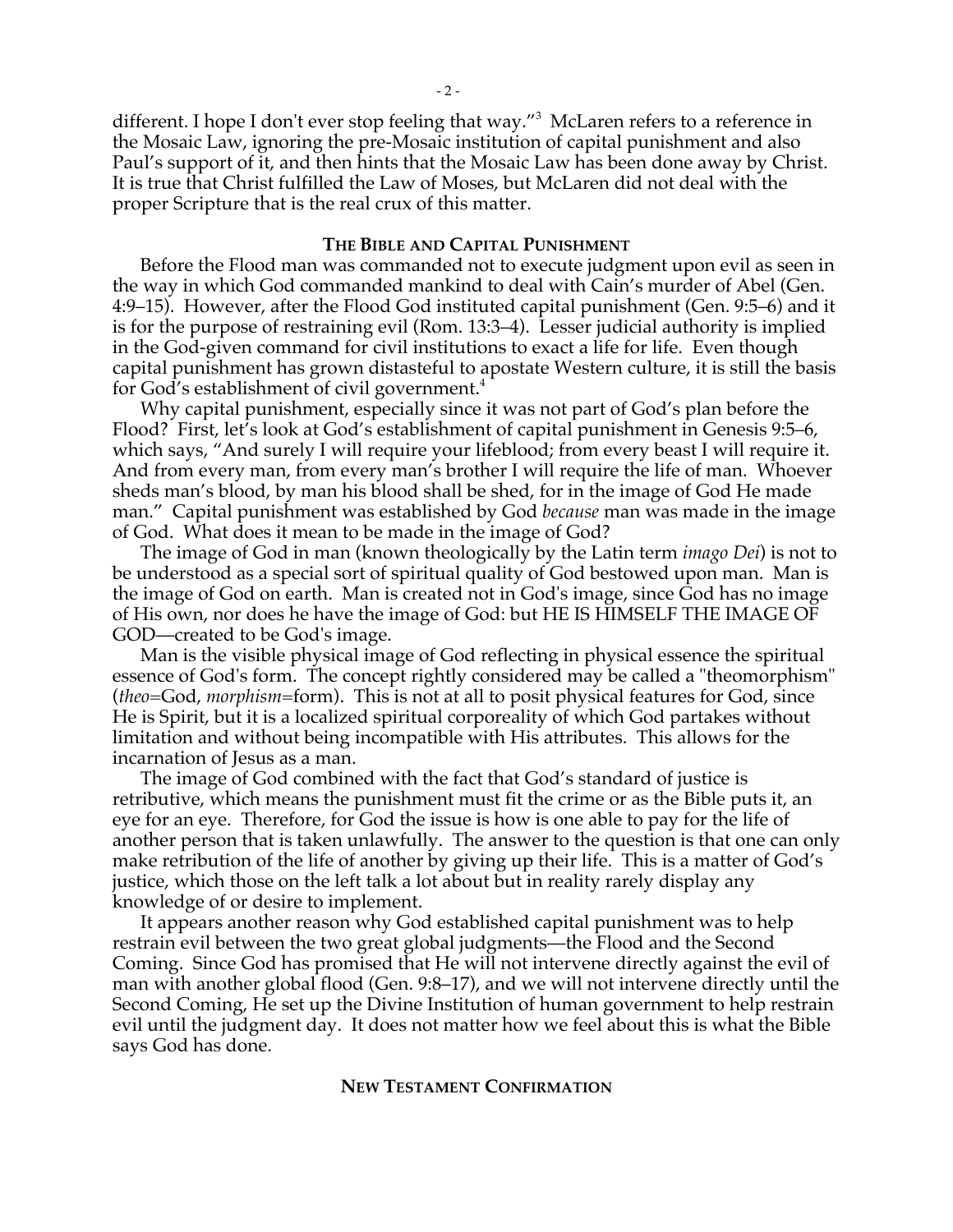different. I hope I don't ever stop feeling that way."[3] McLaren refers to a reference in the Mosaic Law, ignoring the pre-Mosaic institution of capital punishment and also Paul's support of it, and then hints that the Mosaic Law has been done away by Christ. It is true that Christ fulfilled the Law of Moses, but McLaren did not deal with the proper Scripture that is the real crux of this matter.

## The Bible and Capital Punishment

Before the Flood man was commanded not to execute judgment upon evil as seen in the way in which God commanded mankind to deal with Cain's murder of Abel (Gen. 4:9–15). However, after the Flood God instituted capital punishment (Gen. 9:5–6) and it is for the purpose of restraining evil (Rom. 13:3–4). Lesser judicial authority is implied in the God-given command for civil institutions to exact a life for life. Even though capital punishment has grown distasteful to apostate Western culture, it is still the basis for God's establishment of civil government.[4]

Why capital punishment, especially since it was not part of God's plan before the Flood? First, let's look at God's establishment of capital punishment in Genesis 9:5–6, which says, "And surely I will require your lifeblood; from every beast I will require it. And from every man, from every man's brother I will require the life of man. Whoever sheds man's blood, by man his blood shall be shed, for in the image of God He made man." Capital punishment was established by God *because* man was made in the image of God. What does it mean to be made in the image of God?

The image of God in man (known theologically by the Latin term *imago Dei*) is not to be understood as a special sort of spiritual quality of God bestowed upon man. Man is the image of God on earth. Man is created not in God's image, since God has no image of His own, nor does he have the image of God: but HE IS HIMSELF THE IMAGE OF GOD—created to be God's image.

Man is the visible physical image of God reflecting in physical essence the spiritual essence of God's form. The concept rightly considered may be called a "theomorphism" (*theo*=God, *morphism*=form). This is not at all to posit physical features for God, since He is Spirit, but it is a localized spiritual corporeality of which God partakes without limitation and without being incompatible with His attributes. This allows for the incarnation of Jesus as a man.

The image of God combined with the fact that God's standard of justice is retributive, which means the punishment must fit the crime or as the Bible puts it, an eye for an eye. Therefore, for God the issue is how is one able to pay for the life of another person that is taken unlawfully. The answer to the question is that one can only make retribution of the life of another by giving up their life. This is a matter of God's justice, which those on the left talk a lot about but in reality rarely display any knowledge of or desire to implement.

It appears another reason why God established capital punishment was to help restrain evil between the two great global judgments—the Flood and the Second Coming. Since God has promised that He will not intervene directly against the evil of man with another global flood (Gen. 9:8–17), and we will not intervene directly until the Second Coming, He set up the Divine Institution of human government to help restrain evil until the judgment day. It does not matter how we feel about this is what the Bible says God has done.

## New Testament Confirmation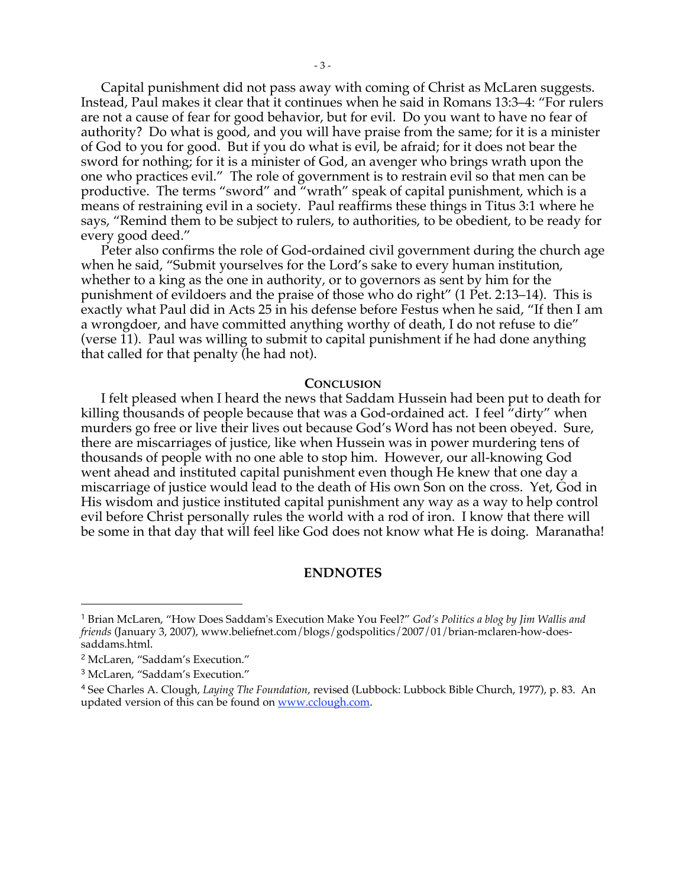Capital punishment did not pass away with coming of Christ as McLaren suggests. Instead, Paul makes it clear that it continues when he said in Romans 13:3–4: "For rulers are not a cause of fear for good behavior, but for evil. Do you want to have no fear of authority? Do what is good, and you will have praise from the same; for it is a minister of God to you for good. But if you do what is evil, be afraid; for it does not bear the sword for nothing; for it is a minister of God, an avenger who brings wrath upon the one who practices evil." The role of government is to restrain evil so that men can be productive. The terms "sword" and "wrath" speak of capital punishment, which is a means of restraining evil in a society. Paul reaffirms these things in Titus 3:1 where he says, "Remind them to be subject to rulers, to authorities, to be obedient, to be ready for every good deed."

Peter also confirms the role of God-ordained civil government during the church age when he said, "Submit yourselves for the Lord's sake to every human institution, whether to a king as the one in authority, or to governors as sent by him for the punishment of evildoers and the praise of those who do right" (1 Pet. 2:13–14). This is exactly what Paul did in Acts 25 in his defense before Festus when he said, "If then I am a wrongdoer, and have committed anything worthy of death, I do not refuse to die" (verse 11). Paul was willing to submit to capital punishment if he had done anything that called for that penalty (he had not).

## CONCLUSION

I felt pleased when I heard the news that Saddam Hussein had been put to death for killing thousands of people because that was a God-ordained act. I feel "dirty" when murders go free or live their lives out because God's Word has not been obeyed. Sure, there are miscarriages of justice, like when Hussein was in power murdering tens of thousands of people with no one able to stop him. However, our all-knowing God went ahead and instituted capital punishment even though He knew that one day a miscarriage of justice would lead to the death of His own Son on the cross. Yet, God in His wisdom and justice instituted capital punishment any way as a way to help control evil before Christ personally rules the world with a rod of iron. I know that there will be some in that day that will feel like God does not know what He is doing. Maranatha!

## ENDNOTES

[1] Brian McLaren, "How Does Saddam's Execution Make You Feel?" *God's Politics a blog by Jim Wallis and friends* (January 3, 2007), www.beliefnet.com/blogs/godspolitics/2007/01/brian-mclaren-how-does-saddams.html.

[2] McLaren, "Saddam's Execution."

[3] McLaren, "Saddam's Execution."

[4] See Charles A. Clough, *Laying The Foundation*, revised (Lubbock: Lubbock Bible Church, 1977), p. 83. An updated version of this can be found on www.cclough.com.